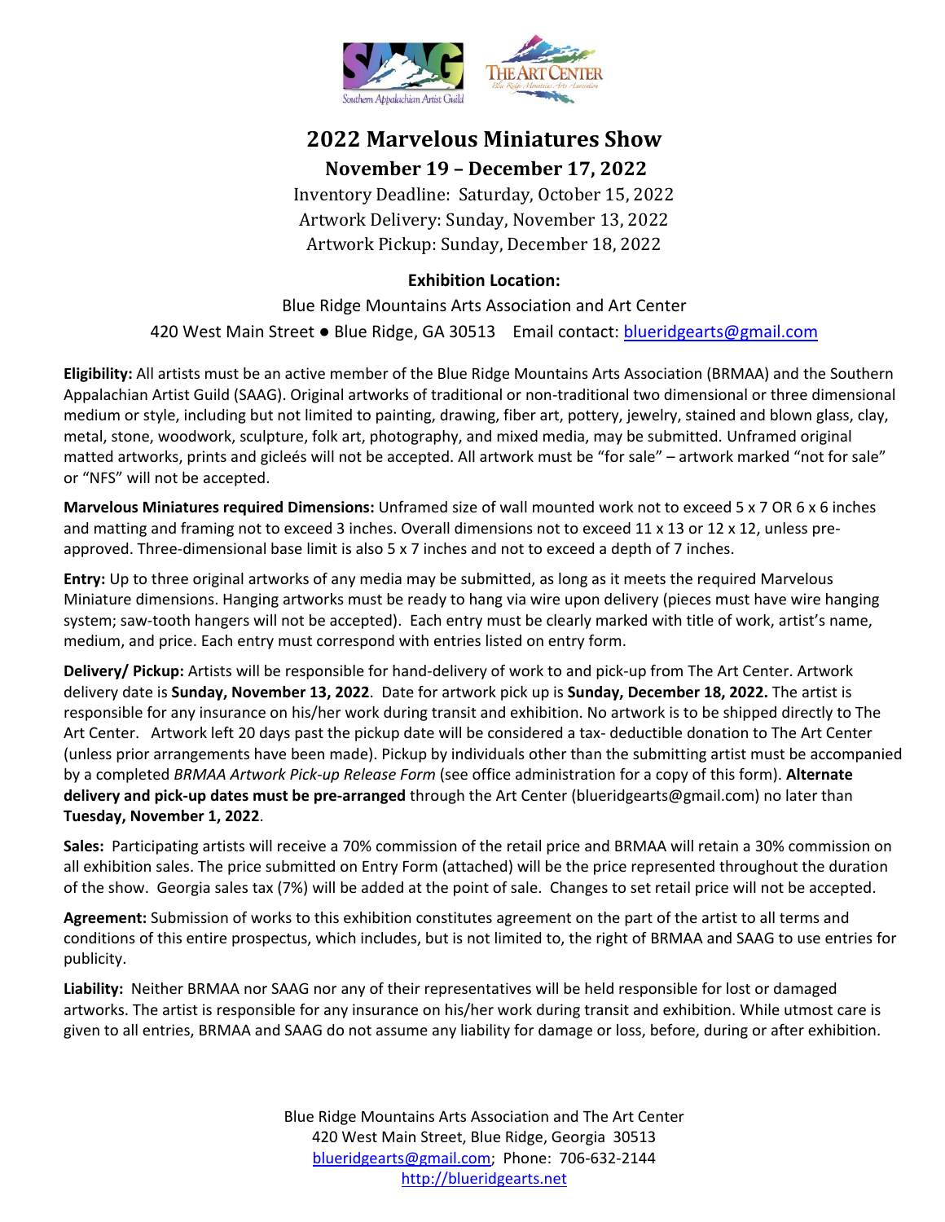# 2022 Marvelous Miniatures Show

## November 19 – December 17, 2022

Inventory Deadline: Saturday, October 15, 2022

Artwork Delivery: Sunday, November 13, 2022

Artwork Pickup: Sunday, December 18, 2022

**Exhibition Location:**

Blue Ridge Mountains Arts Association and Art Center

420 West Main Street ● Blue Ridge, GA 30513 Email contact: blueridgearts@gmail.com

**Eligibility:** All artists must be an active member of the Blue Ridge Mountains Arts Association (BRMAA) and the Southern Appalachian Artist Guild (SAAG). Original artworks of traditional or non-traditional two dimensional or three dimensional medium or style, including but not limited to painting, drawing, fiber art, pottery, jewelry, stained and blown glass, clay, metal, stone, woodwork, sculpture, folk art, photography, and mixed media, may be submitted. Unframed original matted artworks, prints and gicleés will not be accepted. All artwork must be "for sale" – artwork marked "not for sale" or "NFS" will not be accepted.

**Marvelous Miniatures required Dimensions:** Unframed size of wall mounted work not to exceed 5 x 7 OR 6 x 6 inches and matting and framing not to exceed 3 inches. Overall dimensions not to exceed 11 x 13 or 12 x 12, unless pre-approved. Three-dimensional base limit is also 5 x 7 inches and not to exceed a depth of 7 inches.

**Entry:** Up to three original artworks of any media may be submitted, as long as it meets the required Marvelous Miniature dimensions. Hanging artworks must be ready to hang via wire upon delivery (pieces must have wire hanging system; saw-tooth hangers will not be accepted). Each entry must be clearly marked with title of work, artist's name, medium, and price. Each entry must correspond with entries listed on entry form.

**Delivery/ Pickup:** Artists will be responsible for hand-delivery of work to and pick-up from The Art Center. Artwork delivery date is **Sunday, November 13, 2022**. Date for artwork pick up is **Sunday, December 18, 2022.** The artist is responsible for any insurance on his/her work during transit and exhibition. No artwork is to be shipped directly to The Art Center. Artwork left 20 days past the pickup date will be considered a tax- deductible donation to The Art Center (unless prior arrangements have been made). Pickup by individuals other than the submitting artist must be accompanied by a completed *BRMAA Artwork Pick-up Release Form* (see office administration for a copy of this form). **Alternate delivery and pick-up dates must be pre-arranged** through the Art Center (blueridgearts@gmail.com) no later than **Tuesday, November 1, 2022**.

**Sales:** Participating artists will receive a 70% commission of the retail price and BRMAA will retain a 30% commission on all exhibition sales. The price submitted on Entry Form (attached) will be the price represented throughout the duration of the show. Georgia sales tax (7%) will be added at the point of sale. Changes to set retail price will not be accepted.

**Agreement:** Submission of works to this exhibition constitutes agreement on the part of the artist to all terms and conditions of this entire prospectus, which includes, but is not limited to, the right of BRMAA and SAAG to use entries for publicity.

**Liability:** Neither BRMAA nor SAAG nor any of their representatives will be held responsible for lost or damaged artworks. The artist is responsible for any insurance on his/her work during transit and exhibition. While utmost care is given to all entries, BRMAA and SAAG do not assume any liability for damage or loss, before, during or after exhibition.

Blue Ridge Mountains Arts Association and The Art Center
420 West Main Street, Blue Ridge, Georgia 30513
blueridgearts@gmail.com; Phone: 706-632-2144
http://blueridgearts.net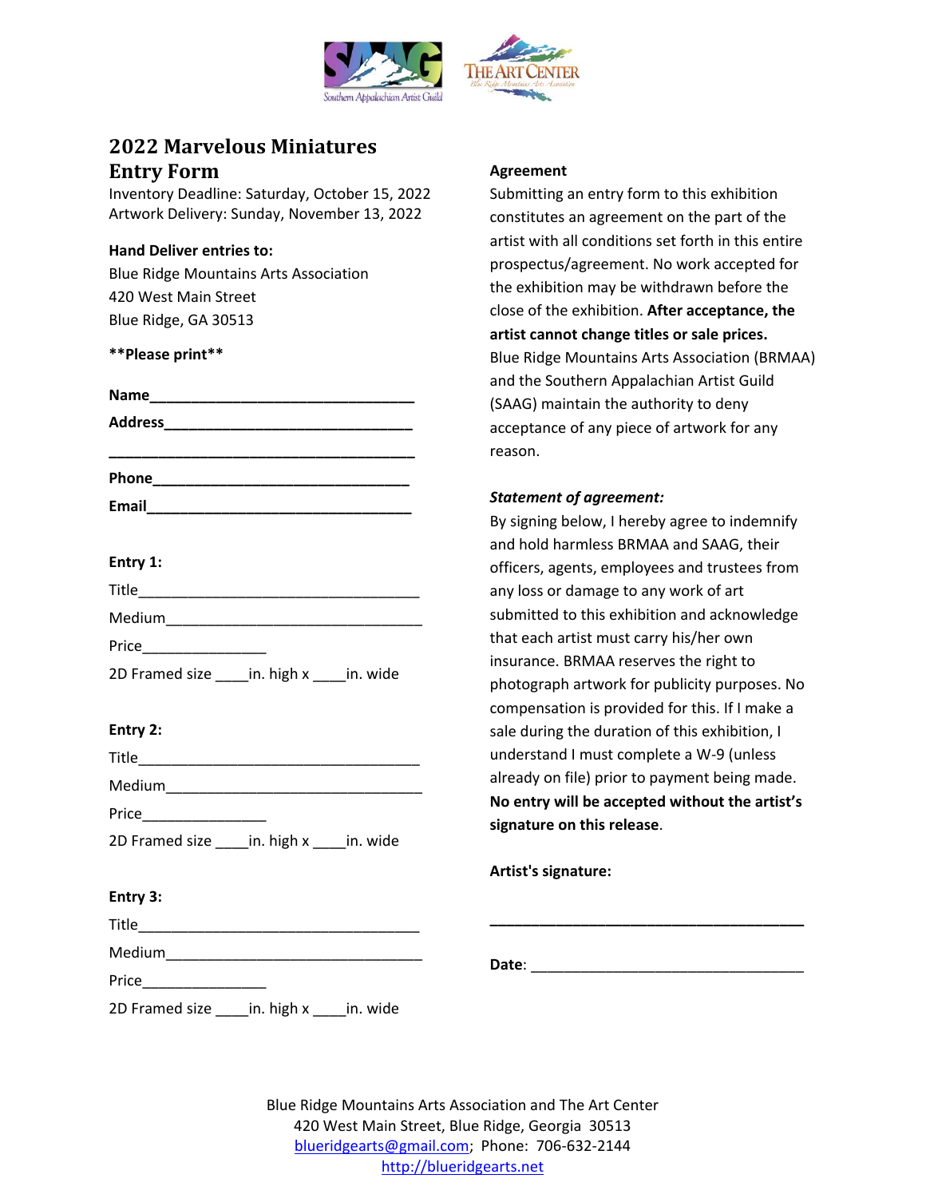# 2022 Marvelous Miniatures Entry Form

Inventory Deadline: Saturday, October 15, 2022
Artwork Delivery: Sunday, November 13, 2022

**Hand Deliver entries to:**
Blue Ridge Mountains Arts Association
420 West Main Street
Blue Ridge, GA 30513

****Please print****

**Name**_________________________________

**Address**_______________________________

_________________________________________

**Phone**________________________________

**Email**_________________________________

**Entry 1:**

Title___________________________________

Medium_________________________________

Price_______________

2D Framed size ____in. high x ____in. wide

**Entry 2:**

Title___________________________________

Medium_________________________________

Price_______________

2D Framed size ____in. high x ____in. wide

**Entry 3:**

Title___________________________________

Medium_________________________________

Price_______________

2D Framed size ____in. high x ____in. wide

**Agreement**

Submitting an entry form to this exhibition constitutes an agreement on the part of the artist with all conditions set forth in this entire prospectus/agreement. No work accepted for the exhibition may be withdrawn before the close of the exhibition. **After acceptance, the artist cannot change titles or sale prices.** Blue Ridge Mountains Arts Association (BRMAA) and the Southern Appalachian Artist Guild (SAAG) maintain the authority to deny acceptance of any piece of artwork for any reason.

***Statement of agreement:***

By signing below, I hereby agree to indemnify and hold harmless BRMAA and SAAG, their officers, agents, employees and trustees from any loss or damage to any work of art submitted to this exhibition and acknowledge that each artist must carry his/her own insurance. BRMAA reserves the right to photograph artwork for publicity purposes. No compensation is provided for this. If I make a sale during the duration of this exhibition, I understand I must complete a W-9 (unless already on file) prior to payment being made. **No entry will be accepted without the artist's signature on this release**.

**Artist's signature:**

_________________________________________

**Date**: _________________________________

Blue Ridge Mountains Arts Association and The Art Center
420 West Main Street, Blue Ridge, Georgia 30513
blueridgearts@gmail.com; Phone: 706-632-2144
http://blueridgearts.net